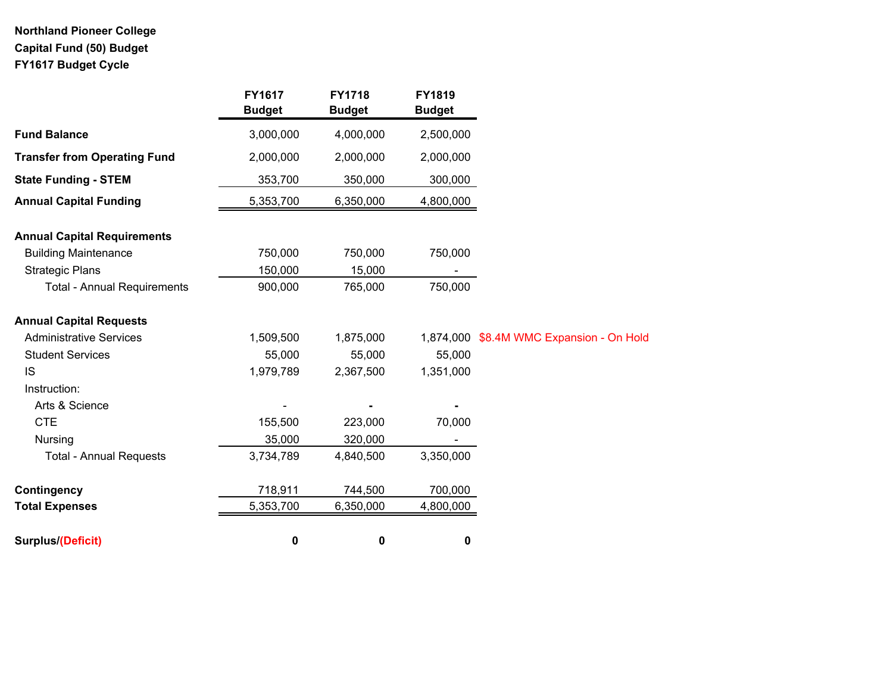**Northland Pioneer College**
**Capital Fund (50) Budget**
**FY1617 Budget Cycle**

| | FY1617 Budget | FY1718 Budget | FY1819 Budget | |
|---|---|---|---|---|
| **Fund Balance** | 3,000,000 | 4,000,000 | 2,500,000 | |
| **Transfer from Operating Fund** | 2,000,000 | 2,000,000 | 2,000,000 | |
| **State Funding - STEM** | 353,700 | 350,000 | 300,000 | |
| **Annual Capital Funding** | 5,353,700 | 6,350,000 | 4,800,000 | |
| | | | | |
| **Annual Capital Requirements** | | | | |
| Building Maintenance | 750,000 | 750,000 | 750,000 | |
| Strategic Plans | 150,000 | 15,000 | - | |
| Total - Annual Requirements | 900,000 | 765,000 | 750,000 | |
| | | | | |
| **Annual Capital Requests** | | | | |
| Administrative Services | 1,509,500 | 1,875,000 | 1,874,000 | $8.4M WMC Expansion - On Hold |
| Student Services | 55,000 | 55,000 | 55,000 | |
| IS | 1,979,789 | 2,367,500 | 1,351,000 | |
| Instruction: | | | | |
| Arts & Science | - | - | - | |
| CTE | 155,500 | 223,000 | 70,000 | |
| Nursing | 35,000 | 320,000 | - | |
| Total - Annual Requests | 3,734,789 | 4,840,500 | 3,350,000 | |
| | | | | |
| **Contingency** | 718,911 | 744,500 | 700,000 | |
| **Total Expenses** | 5,353,700 | 6,350,000 | 4,800,000 | |
| | | | | |
| **Surplus/(Deficit)** | **0** | **0** | **0** | |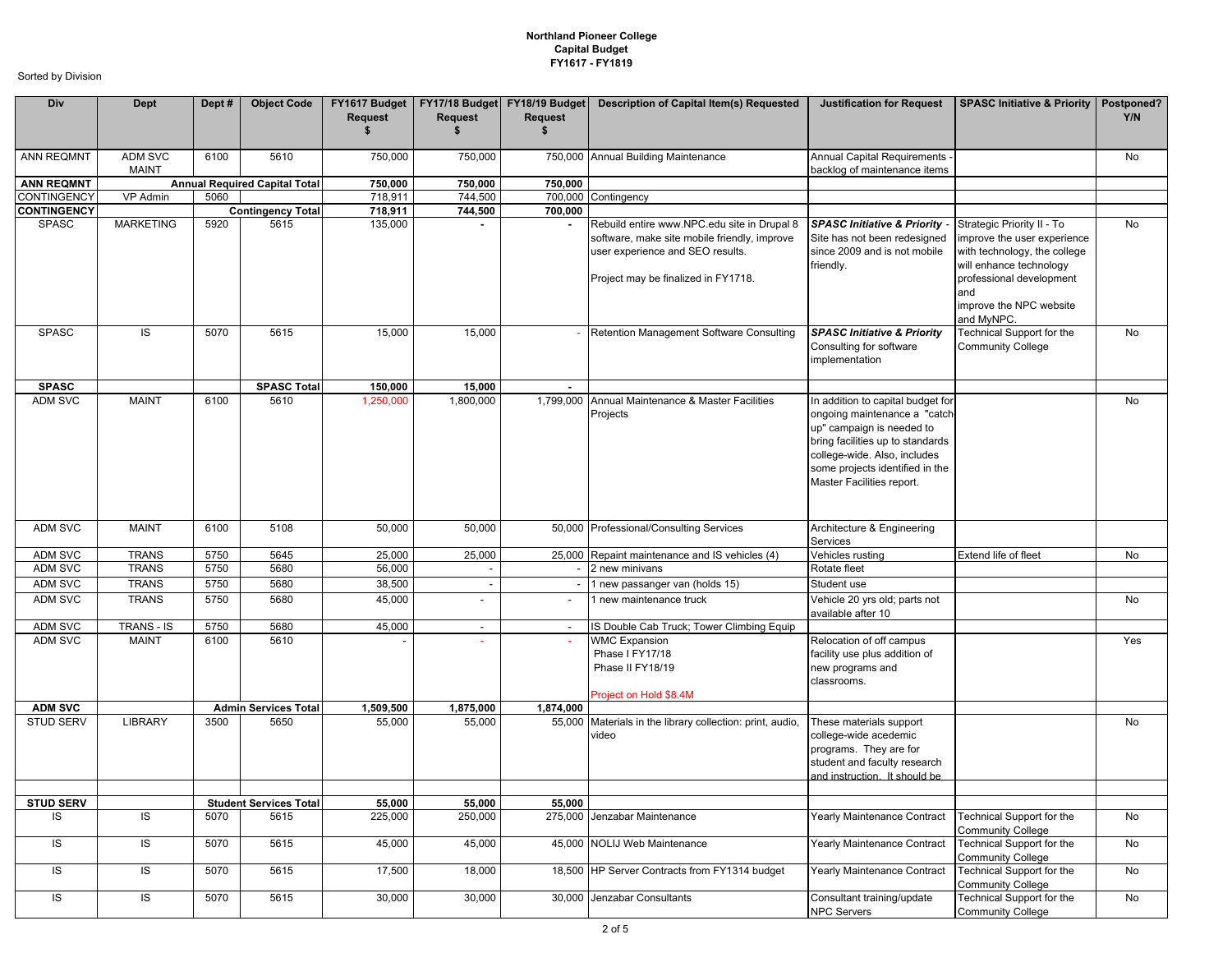**Northland Pioneer College**
**Capital Budget**
**FY1617 - FY1819**

Sorted by Division

| Div | Dept | Dept # | Object Code | FY1617 Budget Request $ | FY17/18 Budget Request $ | FY18/19 Budget Request $ | Description of Capital Item(s) Requested | Justification for Request | SPASC Initiative & Priority | Postponed? Y/N |
|---|---|---|---|---|---|---|---|---|---|---|
| ANN REQMNT | ADM SVC MAINT | 6100 | 5610 | 750,000 | 750,000 | 750,000 | Annual Building Maintenance | Annual Capital Requirements - backlog of maintenance items | | No |
| **ANN REQMNT** | | | **Annual Required Capital Total** | **750,000** | **750,000** | **750,000** | | | | |
| CONTINGENCY | VP Admin | 5060 | | 718,911 | 744,500 | 700,000 | Contingency | | | |
| **CONTINGENCY** | | | **Contingency Total** | **718,911** | **744,500** | **700,000** | | | | |
| SPASC | MARKETING | 5920 | 5615 | 135,000 | - | - | Rebuild entire www.NPC.edu site in Drupal 8 software, make site mobile friendly, improve user experience and SEO results. Project may be finalized in FY1718. | ***SPASC Initiative & Priority*** - Site has not been redesigned since 2009 and is not mobile friendly. | Strategic Priority II - To improve the user experience with technology, the college will enhance technology professional development and improve the NPC website and MyNPC. | No |
| SPASC | IS | 5070 | 5615 | 15,000 | 15,000 | - | Retention Management Software Consulting | ***SPASC Initiative & Priority*** Consulting for software implementation | Technical Support for the Community College | No |
| **SPASC** | | | **SPASC Total** | **150,000** | **15,000** | **-** | | | | |
| ADM SVC | MAINT | 6100 | 5610 | 1,250,000 | 1,800,000 | 1,799,000 | Annual Maintenance & Master Facilities Projects | In addition to capital budget for ongoing maintenance a "catch-up" campaign is needed to bring facilities up to standards college-wide. Also, includes some projects identified in the Master Facilities report. | | No |
| ADM SVC | MAINT | 6100 | 5108 | 50,000 | 50,000 | 50,000 | Professional/Consulting Services | Architecture & Engineering Services | | |
| ADM SVC | TRANS | 5750 | 5645 | 25,000 | 25,000 | 25,000 | Repaint maintenance and IS vehicles (4) | Vehicles rusting | Extend life of fleet | No |
| ADM SVC | TRANS | 5750 | 5680 | 56,000 | - | - | 2 new minivans | Rotate fleet | | |
| ADM SVC | TRANS | 5750 | 5680 | 38,500 | - | - | 1 new passanger van (holds 15) | Student use | | |
| ADM SVC | TRANS | 5750 | 5680 | 45,000 | - | - | 1 new maintenance truck | Vehicle 20 yrs old; parts not available after 10 | | No |
| ADM SVC | TRANS - IS | 5750 | 5680 | 45,000 | - | - | IS Double Cab Truck; Tower Climbing Equip | | | |
| ADM SVC | MAINT | 6100 | 5610 | - | - | - | WMC Expansion Phase I FY17/18 Phase II FY18/19 Project on Hold $8.4M | Relocation of off campus facility use plus addition of new programs and classrooms. | | Yes |
| **ADM SVC** | | | **Admin Services Total** | **1,509,500** | **1,875,000** | **1,874,000** | | | | |
| STUD SERV | LIBRARY | 3500 | 5650 | 55,000 | 55,000 | 55,000 | Materials in the library collection: print, audio, video | These materials support college-wide acedemic programs. They are for student and faculty research and instruction. It should be | | No |
| | | | | | | | | | | |
| **STUD SERV** | | | **Student Services Total** | **55,000** | **55,000** | **55,000** | | | | |
| IS | IS | 5070 | 5615 | 225,000 | 250,000 | 275,000 | Jenzabar Maintenance | Yearly Maintenance Contract | Technical Support for the Community College | No |
| IS | IS | 5070 | 5615 | 45,000 | 45,000 | 45,000 | NOLIJ Web Maintenance | Yearly Maintenance Contract | Technical Support for the Community College | No |
| IS | IS | 5070 | 5615 | 17,500 | 18,000 | 18,500 | HP Server Contracts from FY1314 budget | Yearly Maintenance Contract | Technical Support for the Community College | No |
| IS | IS | 5070 | 5615 | 30,000 | 30,000 | 30,000 | Jenzabar Consultants | Consultant training/update NPC Servers | Technical Support for the Community College | No |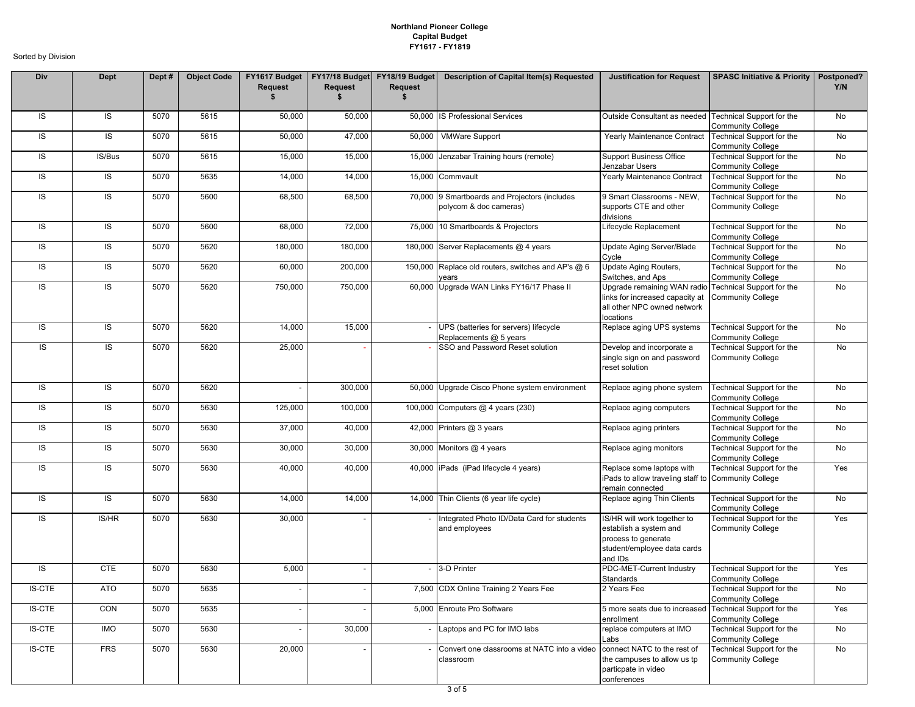**Northland Pioneer College**
**Capital Budget**
**FY1617 - FY1819**

Sorted by Division

| Div | Dept | Dept # | Object Code | FY1617 Budget Request $ | FY17/18 Budget Request $ | FY18/19 Budget Request $ | Description of Capital Item(s) Requested | Justification for Request | SPASC Initiative & Priority | Postponed? Y/N |
|---|---|---|---|---|---|---|---|---|---|---|
| IS | IS | 5070 | 5615 | 50,000 | 50,000 | 50,000 | IS Professional Services | Outside Consultant as needed | Technical Support for the Community College | No |
| IS | IS | 5070 | 5615 | 50,000 | 47,000 | 50,000 | VMWare Support | Yearly Maintenance Contract | Technical Support for the Community College | No |
| IS | IS/Bus | 5070 | 5615 | 15,000 | 15,000 | 15,000 | Jenzabar Training hours (remote) | Support Business Office Jenzabar Users | Technical Support for the Community College | No |
| IS | IS | 5070 | 5635 | 14,000 | 14,000 | 15,000 | Commvault | Yearly Maintenance Contract | Technical Support for the Community College | No |
| IS | IS | 5070 | 5600 | 68,500 | 68,500 | 70,000 | 9 Smartboards and Projectors (includes polycom & doc cameras) | 9 Smart Classrooms - NEW, supports CTE and other divisions | Technical Support for the Community College | No |
| IS | IS | 5070 | 5600 | 68,000 | 72,000 | 75,000 | 10 Smartboards & Projectors | Lifecycle Replacement | Technical Support for the Community College | No |
| IS | IS | 5070 | 5620 | 180,000 | 180,000 | 180,000 | Server Replacements @ 4 years | Update Aging Server/Blade Cycle | Technical Support for the Community College | No |
| IS | IS | 5070 | 5620 | 60,000 | 200,000 | 150,000 | Replace old routers, switches and AP's @ 6 years | Update Aging Routers, Switches, and Aps | Technical Support for the Community College | No |
| IS | IS | 5070 | 5620 | 750,000 | 750,000 | 60,000 | Upgrade WAN Links FY16/17 Phase II | Upgrade remaining WAN radio links for increased capacity at all other NPC owned network locations | Technical Support for the Community College | No |
| IS | IS | 5070 | 5620 | 14,000 | 15,000 | - | UPS (batteries for servers) lifecycle Replacements @ 5 years | Replace aging UPS systems | Technical Support for the Community College | No |
| IS | IS | 5070 | 5620 | 25,000 | - | - | SSO and Password Reset solution | Develop and incorporate a single sign on and password reset solution | Technical Support for the Community College | No |
| IS | IS | 5070 | 5620 | - | 300,000 | 50,000 | Upgrade Cisco Phone system environment | Replace aging phone system | Technical Support for the Community College | No |
| IS | IS | 5070 | 5630 | 125,000 | 100,000 | 100,000 | Computers @ 4 years (230) | Replace aging computers | Technical Support for the Community College | No |
| IS | IS | 5070 | 5630 | 37,000 | 40,000 | 42,000 | Printers @ 3 years | Replace aging printers | Technical Support for the Community College | No |
| IS | IS | 5070 | 5630 | 30,000 | 30,000 | 30,000 | Monitors @ 4 years | Replace aging monitors | Technical Support for the Community College | No |
| IS | IS | 5070 | 5630 | 40,000 | 40,000 | 40,000 | iPads (iPad lifecycle 4 years) | Replace some laptops with iPads to allow traveling staff to remain connected | Technical Support for the Community College | Yes |
| IS | IS | 5070 | 5630 | 14,000 | 14,000 | 14,000 | Thin Clients (6 year life cycle) | Replace aging Thin Clients | Technical Support for the Community College | No |
| IS | IS/HR | 5070 | 5630 | 30,000 | - | - | Integrated Photo ID/Data Card for students and employees | IS/HR will work together to establish a system and process to generate student/employee data cards and IDs | Technical Support for the Community College | Yes |
| IS | CTE | 5070 | 5630 | 5,000 | - | - | 3-D Printer | PDC-MET-Current Industry Standards | Technical Support for the Community College | Yes |
| IS-CTE | ATO | 5070 | 5635 | - | - | 7,500 | CDX Online Training 2 Years Fee | 2 Years Fee | Technical Support for the Community College | No |
| IS-CTE | CON | 5070 | 5635 | - | - | 5,000 | Enroute Pro Software | 5 more seats due to increased enrollment | Technical Support for the Community College | Yes |
| IS-CTE | IMO | 5070 | 5630 | - | 30,000 | - | Laptops and PC for IMO labs | replace computers at IMO Labs | Technical Support for the Community College | No |
| IS-CTE | FRS | 5070 | 5630 | 20,000 | - | - | Convert one classrooms at NATC into a video classroom | connect NATC to the rest of the campuses to allow us tp particpate in video conferences | Technical Support for the Community College | No |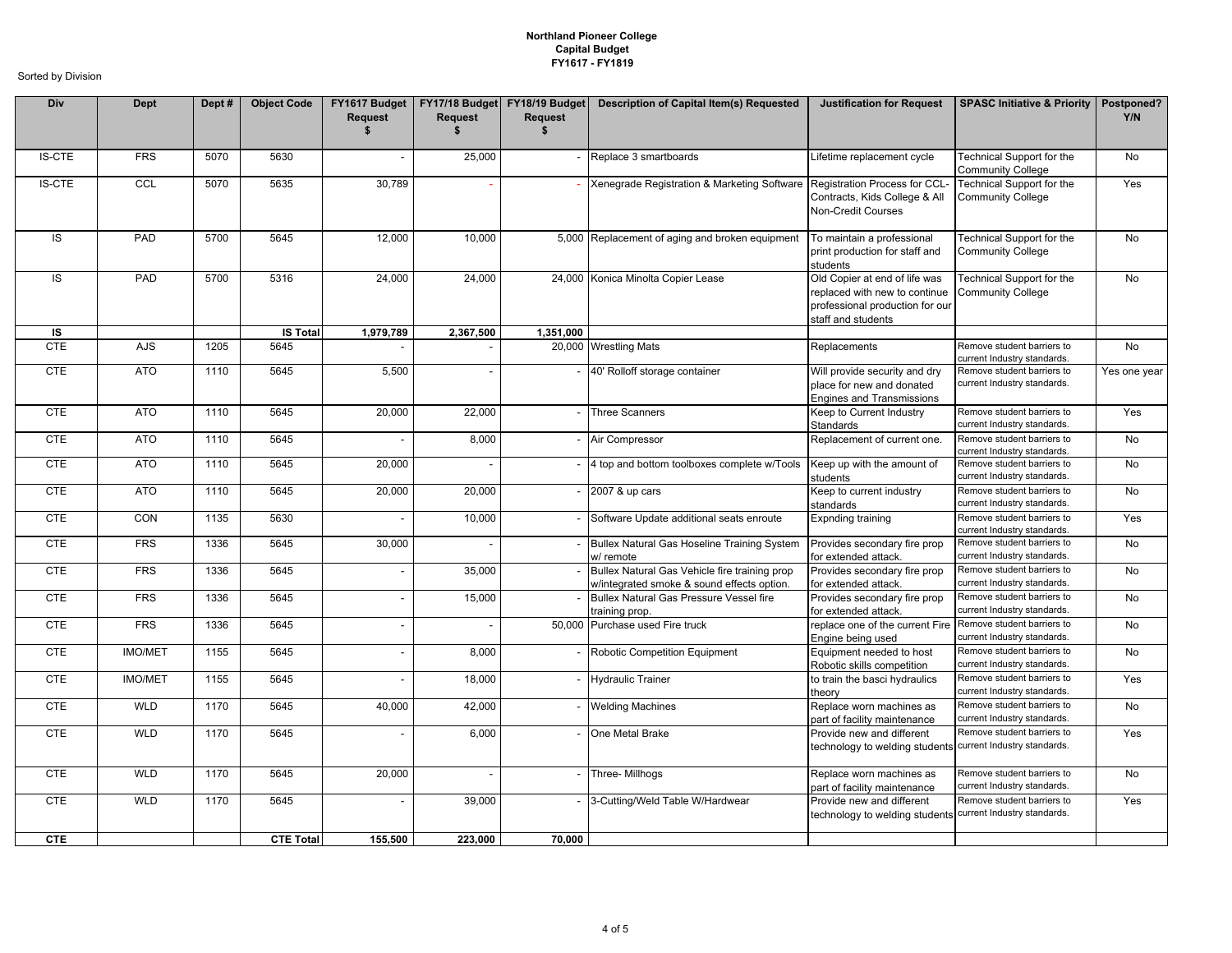**Northland Pioneer College**
**Capital Budget**
**FY1617 - FY1819**

Sorted by Division

| Div | Dept | Dept # | Object Code | FY1617 Budget Request $ | FY17/18 Budget Request $ | FY18/19 Budget Request $ | Description of Capital Item(s) Requested | Justification for Request | SPASC Initiative & Priority | Postponed? Y/N |
|---|---|---|---|---|---|---|---|---|---|---|
| IS-CTE | FRS | 5070 | 5630 | - | 25,000 | - | Replace 3 smartboards | Lifetime replacement cycle | Technical Support for the Community College | No |
| IS-CTE | CCL | 5070 | 5635 | 30,789 | - | - | Xenegrade Registration & Marketing Software | Registration Process for CCL-Contracts, Kids College & All Non-Credit Courses | Technical Support for the Community College | Yes |
| IS | PAD | 5700 | 5645 | 12,000 | 10,000 | 5,000 | Replacement of aging and broken equipment | To maintain a professional print production for staff and students | Technical Support for the Community College | No |
| IS | PAD | 5700 | 5316 | 24,000 | 24,000 | 24,000 | Konica Minolta Copier Lease | Old Copier at end of life was replaced with new to continue professional production for our staff and students | Technical Support for the Community College | No |
| **IS** | | | **IS Total** | **1,979,789** | **2,367,500** | **1,351,000** | | | | |
| CTE | AJS | 1205 | 5645 | - | - | 20,000 | Wrestling Mats | Replacements | Remove student barriers to current Industry standards. | No |
| CTE | ATO | 1110 | 5645 | 5,500 | - | - | 40' Rolloff storage container | Will provide security and dry place for new and donated Engines and Transmissions | Remove student barriers to current Industry standards. | Yes one year |
| CTE | ATO | 1110 | 5645 | 20,000 | 22,000 | - | Three Scanners | Keep to Current Industry Standards | Remove student barriers to current Industry standards. | Yes |
| CTE | ATO | 1110 | 5645 | - | 8,000 | - | Air Compressor | Replacement of current one. | Remove student barriers to current Industry standards. | No |
| CTE | ATO | 1110 | 5645 | 20,000 | - | - | 4 top and bottom toolboxes complete w/Tools | Keep up with the amount of students | Remove student barriers to current Industry standards. | No |
| CTE | ATO | 1110 | 5645 | 20,000 | 20,000 | - | 2007 & up cars | Keep to current industry standards | Remove student barriers to current Industry standards. | No |
| CTE | CON | 1135 | 5630 | - | 10,000 | - | Software Update additional seats enroute | Expnding training | Remove student barriers to current Industry standards. | Yes |
| CTE | FRS | 1336 | 5645 | 30,000 | - | - | Bullex Natural Gas Hoseline Training System w/ remote | Provides secondary fire prop for extended attack. | Remove student barriers to current Industry standards. | No |
| CTE | FRS | 1336 | 5645 | - | 35,000 | - | Bullex Natural Gas Vehicle fire training prop w/integrated smoke & sound effects option. | Provides secondary fire prop for extended attack. | Remove student barriers to current Industry standards. | No |
| CTE | FRS | 1336 | 5645 | - | 15,000 | - | Bullex Natural Gas Pressure Vessel fire training prop. | Provides secondary fire prop for extended attack. | Remove student barriers to current Industry standards. | No |
| CTE | FRS | 1336 | 5645 | - | - | 50,000 | Purchase used Fire truck | replace one of the current Fire Engine being used | Remove student barriers to current Industry standards. | No |
| CTE | IMO/MET | 1155 | 5645 | - | 8,000 | - | Robotic Competition Equipment | Equipment needed to host Robotic skills competition | Remove student barriers to current Industry standards. | No |
| CTE | IMO/MET | 1155 | 5645 | - | 18,000 | - | Hydraulic Trainer | to train the basci hydraulics theory | Remove student barriers to current Industry standards. | Yes |
| CTE | WLD | 1170 | 5645 | 40,000 | 42,000 | - | Welding Machines | Replace worn machines as part of facility maintenance | Remove student barriers to current Industry standards. | No |
| CTE | WLD | 1170 | 5645 | - | 6,000 | - | One Metal Brake | Provide new and different technology to welding students | Remove student barriers to current Industry standards. | Yes |
| CTE | WLD | 1170 | 5645 | 20,000 | - | - | Three- Millhogs | Replace worn machines as part of facility maintenance | Remove student barriers to current Industry standards. | No |
| CTE | WLD | 1170 | 5645 | - | 39,000 | - | 3-Cutting/Weld Table W/Hardwear | Provide new and different technology to welding students | Remove student barriers to current Industry standards. | Yes |
| **CTE** | | | **CTE Total** | **155,500** | **223,000** | **70,000** | | | | |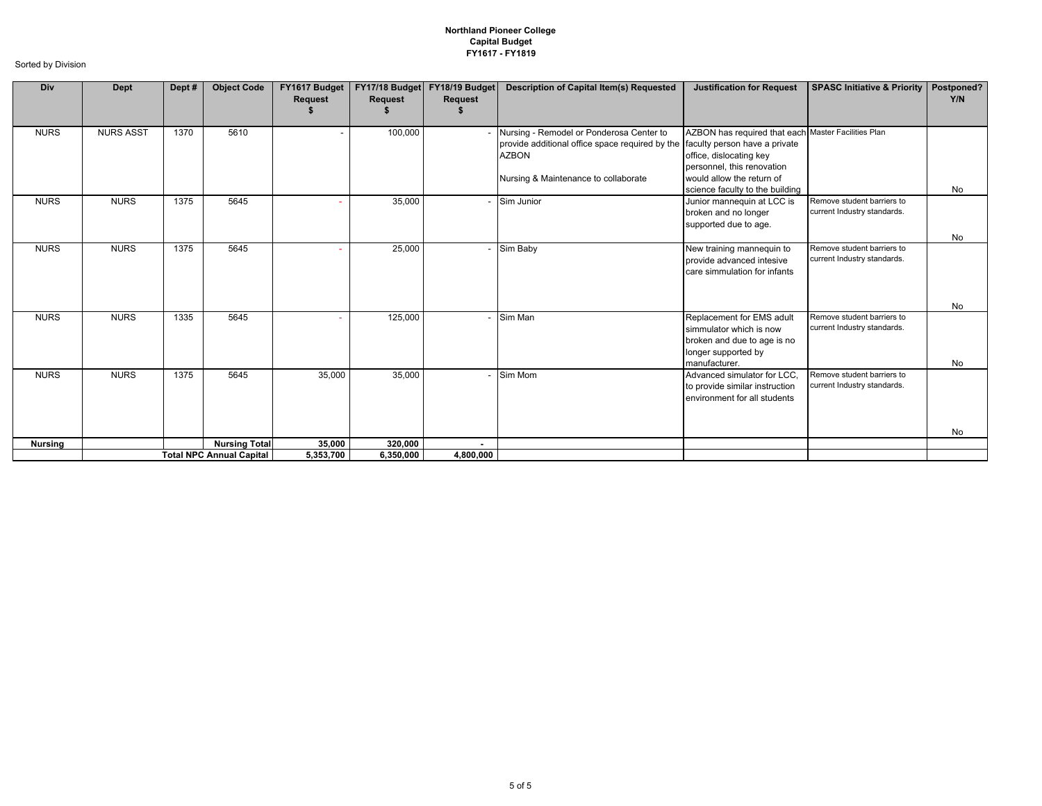**Northland Pioneer College**
**Capital Budget**
**FY1617 - FY1819**

Sorted by Division

| Div | Dept | Dept # | Object Code | FY1617 Budget Request $ | FY17/18 Budget Request $ | FY18/19 Budget Request $ | Description of Capital Item(s) Requested | Justification for Request | SPASC Initiative & Priority | Postponed? Y/N |
|---|---|---|---|---|---|---|---|---|---|---|
| NURS | NURS ASST | 1370 | 5610 | - | 100,000 | - | Nursing - Remodel or Ponderosa Center to provide additional office space required by the AZBON<br><br>Nursing & Maintenance to collaborate | AZBON has required that each faculty person have a private office, dislocating key personnel, this renovation would allow the return of science faculty to the building | Master Facilities Plan | No |
| NURS | NURS | 1375 | 5645 | - | 35,000 | - | Sim Junior | Junior mannequin at LCC is broken and no longer supported due to age. | Remove student barriers to current Industry standards. | No |
| NURS | NURS | 1375 | 5645 | - | 25,000 | - | Sim Baby | New training mannequin to provide advanced intesive care simmulation for infants | Remove student barriers to current Industry standards. | No |
| NURS | NURS | 1335 | 5645 | - | 125,000 | - | Sim Man | Replacement for EMS adult simmulator which is now broken and due to age is no longer supported by manufacturer. | Remove student barriers to current Industry standards. | No |
| NURS | NURS | 1375 | 5645 | 35,000 | 35,000 | - | Sim Mom | Advanced simulator for LCC, to provide similar instruction environment for all students | Remove student barriers to current Industry standards. | No |
| **Nursing** | | | **Nursing Total** | **35,000** | **320,000** | **-** | | | | |
| | **Total NPC Annual Capital** | | | **5,353,700** | **6,350,000** | **4,800,000** | | | | |